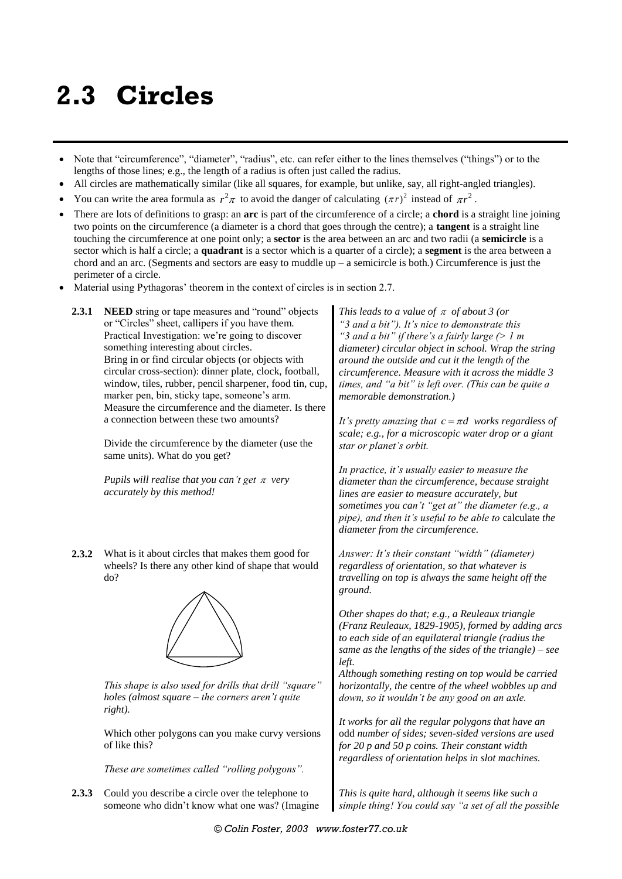# 2.3 Circles

- Note that "circumference", "diameter", "radius", etc. can refer either to the lines themselves ("things") or to the lengths of those lines; e.g., the length of a radius is often just called the radius.
- All circles are mathematically similar (like all squares, for example, but unlike, say, all right-angled triangles).
- You can write the area formula as $r^2\pi$ to avoid the danger of calculating $(\pi r)^2$ instead of $\pi r^2$.
- There are lots of definitions to grasp: an **arc** is part of the circumference of a circle; a **chord** is a straight line joining two points on the circumference (a diameter is a chord that goes through the centre); a **tangent** is a straight line touching the circumference at one point only; a **sector** is the area between an arc and two radii (a **semicircle** is a sector which is half a circle; a **quadrant** is a sector which is a quarter of a circle); a **segment** is the area between a chord and an arc. (Segments and sectors are easy to muddle up – a semicircle is both.) Circumference is just the perimeter of a circle.
- Material using Pythagoras' theorem in the context of circles is in section 2.7.

**2.3.1** **NEED** string or tape measures and "round" objects or "Circles" sheet, callipers if you have them. Practical Investigation: we're going to discover something interesting about circles. Bring in or find circular objects (or objects with circular cross-section): dinner plate, clock, football, window, tiles, rubber, pencil sharpener, food tin, cup, marker pen, bin, sticky tape, someone's arm. Measure the circumference and the diameter. Is there a connection between these two amounts?

Divide the circumference by the diameter (use the same units). What do you get?

*Pupils will realise that you can't get $\pi$ very accurately by this method!*

*This leads to a value of $\pi$ of about 3 (or "3 and a bit"). It's nice to demonstrate this "3 and a bit" if there's a fairly large (> 1 m diameter) circular object in school. Wrap the string around the outside and cut it the length of the circumference. Measure with it across the middle 3 times, and "a bit" is left over. (This can be quite a memorable demonstration.)*

*It's pretty amazing that $c = \pi d$ works regardless of scale; e.g., for a microscopic water drop or a giant star or planet's orbit.*

*In practice, it's usually easier to measure the diameter than the circumference, because straight lines are easier to measure accurately, but sometimes you can't "get at" the diameter (e.g., a pipe), and then it's useful to be able to* calculate *the diameter from the circumference.*

**2.3.2** What is it about circles that makes them good for wheels? Is there any other kind of shape that would do?

*This shape is also used for drills that drill "square" holes (almost square – the corners aren't quite right).*

Which other polygons can you make curvy versions of like this?

*These are sometimes called "rolling polygons".*

*Answer: It's their constant "width" (diameter) regardless of orientation, so that whatever is travelling on top is always the same height off the ground.*

*Other shapes do that; e.g., a Reuleaux triangle (Franz Reuleaux, 1829-1905), formed by adding arcs to each side of an equilateral triangle (radius the same as the lengths of the sides of the triangle) – see left.*
*Although something resting on top would be carried horizontally, the* centre *of the wheel wobbles up and down, so it wouldn't be any good on an axle.*

*It works for all the regular polygons that have an* odd *number of sides; seven-sided versions are used for 20 p and 50 p coins. Their constant width regardless of orientation helps in slot machines.*

**2.3.3** Could you describe a circle over the telephone to someone who didn't know what one was? (Imagine

*This is quite hard, although it seems like such a simple thing! You could say "a set of all the possible*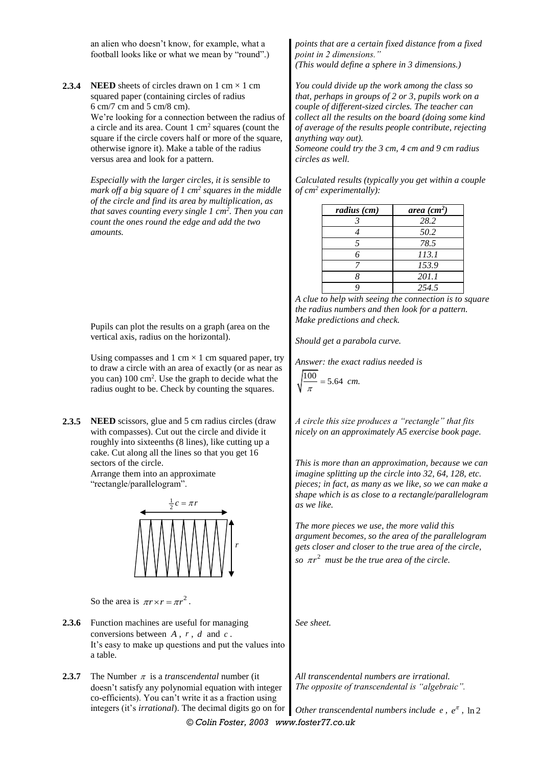an alien who doesn't know, for example, what a football looks like or what we mean by "round".)

*points that are a certain fixed distance from a fixed point in 2 dimensions."*
*(This would define a sphere in 3 dimensions.)*

**2.3.4** **NEED** sheets of circles drawn on 1 cm × 1 cm squared paper (containing circles of radius 6 cm/7 cm and 5 cm/8 cm).
We're looking for a connection between the radius of a circle and its area. Count 1 cm² squares (count the square if the circle covers half or more of the square, otherwise ignore it). Make a table of the radius versus area and look for a pattern.

*Especially with the larger circles, it is sensible to mark off a big square of 1 cm² squares in the middle of the circle and find its area by multiplication, as that saves counting every single 1 cm². Then you can count the ones round the edge and add the two amounts.*

*You could divide up the work among the class so that, perhaps in groups of 2 or 3, pupils work on a couple of different-sized circles. The teacher can collect all the results on the board (doing some kind of average of the results people contribute, rejecting anything way out).*
*Someone could try the 3 cm, 4 cm and 9 cm radius circles as well.*

*Calculated results (typically you get within a couple of cm² experimentally):*

| *radius (cm)* | *area (cm²)* |
|---|---|
| *3* | *28.2* |
| *4* | *50.2* |
| *5* | *78.5* |
| *6* | *113.1* |
| *7* | *153.9* |
| *8* | *201.1* |
| *9* | *254.5* |

*A clue to help with seeing the connection is to square the radius numbers and then look for a pattern. Make predictions and check.*

Pupils can plot the results on a graph (area on the vertical axis, radius on the horizontal).

*Should get a parabola curve.*

Using compasses and 1 cm × 1 cm squared paper, try to draw a circle with an area of exactly (or as near as you can) 100 cm². Use the graph to decide what the radius ought to be. Check by counting the squares.

*Answer: the exact radius needed is* $\sqrt{\frac{100}{\pi}} = 5.64$ *cm.*

**2.3.5** **NEED** scissors, glue and 5 cm radius circles (draw with compasses). Cut out the circle and divide it roughly into sixteenths (8 lines), like cutting up a cake. Cut along all the lines so that you get 16 sectors of the circle.
Arrange them into an approximate "rectangle/parallelogram".

*A circle this size produces a "rectangle" that fits nicely on an approximately A5 exercise book page.*

$\frac{1}{2}c = \pi r$ (width), $r$ (height)

So the area is $\pi r \times r = \pi r^2$.

*This is more than an approximation, because we can imagine splitting up the circle into 32, 64, 128, etc. pieces; in fact, as many as we like, so we can make a shape which is as close to a rectangle/parallelogram as we like.*

*The more pieces we use, the more valid this argument becomes, so the area of the parallelogram gets closer and closer to the true area of the circle, so* $\pi r^2$ *must be the true area of the circle.*

**2.3.6** Function machines are useful for managing conversions between $A$, $r$, $d$ and $c$.
It's easy to make up questions and put the values into a table.

*See sheet.*

**2.3.7** The Number $\pi$ is a *transcendental* number (it doesn't satisfy any polynomial equation with integer co-efficients). You can't write it as a fraction using integers (it's *irrational*). The decimal digits go on for

*All transcendental numbers are irrational.*
*The opposite of transcendental is "algebraic".*

*Other transcendental numbers include* $e$, $e^{\pi}$, $\ln 2$

© Colin Foster, 2003 www.foster77.co.uk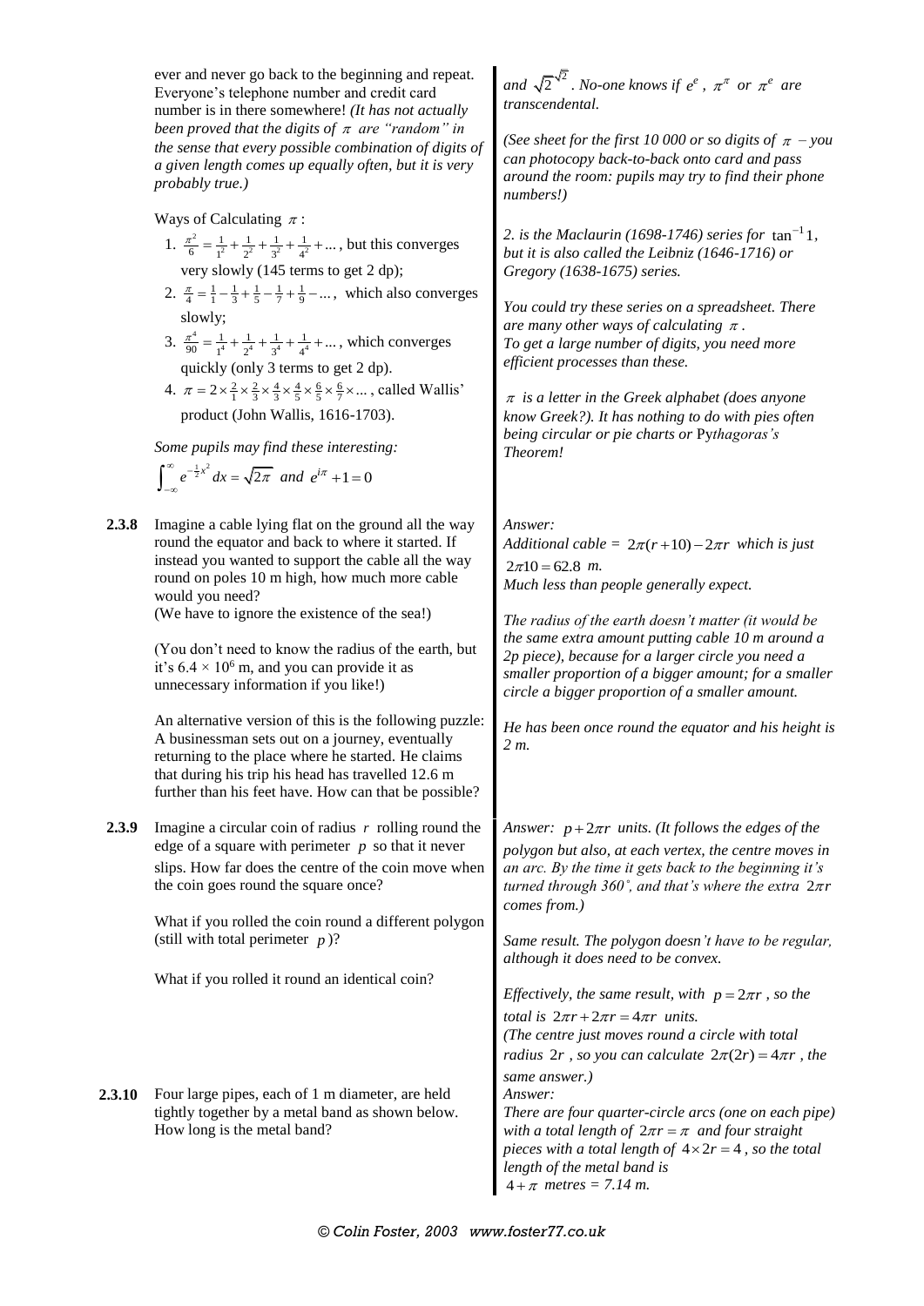ever and never go back to the beginning and repeat. Everyone's telephone number and credit card number is in there somewhere! *(It has not actually been proved that the digits of $\pi$ are "random" in the sense that every possible combination of digits of a given length comes up equally often, but it is very probably true.)*

*and $\sqrt{2}^{\sqrt{2}}$. No-one knows if $e^e$, $\pi^\pi$ or $\pi^e$ are transcendental.*

*(See sheet for the first 10 000 or so digits of $\pi$ – you can photocopy back-to-back onto card and pass around the room: pupils may try to find their phone numbers!)*

Ways of Calculating $\pi$:

1. $\frac{\pi^2}{6} = \frac{1}{1^2} + \frac{1}{2^2} + \frac{1}{3^2} + \frac{1}{4^2} + \dots$, but this converges very slowly (145 terms to get 2 dp);
2. $\frac{\pi}{4} = \frac{1}{1} - \frac{1}{3} + \frac{1}{5} - \frac{1}{7} + \frac{1}{9} - \dots$, which also converges slowly;
3. $\frac{\pi^4}{90} = \frac{1}{1^4} + \frac{1}{2^4} + \frac{1}{3^4} + \frac{1}{4^4} + \dots$, which converges quickly (only 3 terms to get 2 dp).
4. $\pi = 2 \times \frac{2}{1} \times \frac{2}{3} \times \frac{4}{3} \times \frac{4}{5} \times \frac{6}{5} \times \frac{6}{7} \times \dots$, called Wallis' product (John Wallis, 1616-1703).

*2. is the Maclaurin (1698-1746) series for $\tan^{-1} 1$, but it is also called the Leibniz (1646-1716) or Gregory (1638-1675) series.*

*You could try these series on a spreadsheet. There are many other ways of calculating $\pi$. To get a large number of digits, you need more efficient processes than these.*

*$\pi$ is a letter in the Greek alphabet (does anyone know Greek?). It has nothing to do with pies often being circular or pie charts or Pythagoras's Theorem!*

*Some pupils may find these interesting:*

$$\int_{-\infty}^{\infty} e^{-\frac{1}{2}x^2}\,dx = \sqrt{2\pi} \quad \text{and} \quad e^{i\pi} + 1 = 0$$

**2.3.8** Imagine a cable lying flat on the ground all the way round the equator and back to where it started. If instead you wanted to support the cable all the way round on poles 10 m high, how much more cable would you need?
(We have to ignore the existence of the sea!)

(You don't need to know the radius of the earth, but it's $6.4 \times 10^6$ m, and you can provide it as unnecessary information if you like!)

An alternative version of this is the following puzzle: A businessman sets out on a journey, eventually returning to the place where he started. He claims that during his trip his head has travelled 12.6 m further than his feet have. How can that be possible?

*Answer:*
*Additional cable = $2\pi(r+10) - 2\pi r$ which is just $2\pi 10 = 62.8$ m.*
*Much less than people generally expect.*

*The radius of the earth doesn't matter (it would be the same extra amount putting cable 10 m around a 2p piece), because for a larger circle you need a smaller proportion of a bigger amount; for a smaller circle a bigger proportion of a smaller amount.*

*He has been once round the equator and his height is 2 m.*

**2.3.9** Imagine a circular coin of radius $r$ rolling round the edge of a square with perimeter $p$ so that it never slips. How far does the centre of the coin move when the coin goes round the square once?

*Answer: $p + 2\pi r$ units. (It follows the edges of the polygon but also, at each vertex, the centre moves in an arc. By the time it gets back to the beginning it's turned through 360˚, and that's where the extra $2\pi r$ comes from.)*

What if you rolled the coin round a different polygon (still with total perimeter $p$)?

*Same result. The polygon doesn't have to be regular, although it does need to be convex.*

What if you rolled it round an identical coin?

*Effectively, the same result, with $p = 2\pi r$, so the total is $2\pi r + 2\pi r = 4\pi r$ units.*
*(The centre just moves round a circle with total radius $2r$, so you can calculate $2\pi(2r) = 4\pi r$, the same answer.)*

**2.3.10** Four large pipes, each of 1 m diameter, are held tightly together by a metal band as shown below. How long is the metal band?

*Answer:*
*There are four quarter-circle arcs (one on each pipe) with a total length of $2\pi r = \pi$ and four straight pieces with a total length of $4 \times 2r = 4$, so the total length of the metal band is $4 + \pi$ metres = 7.14 m.*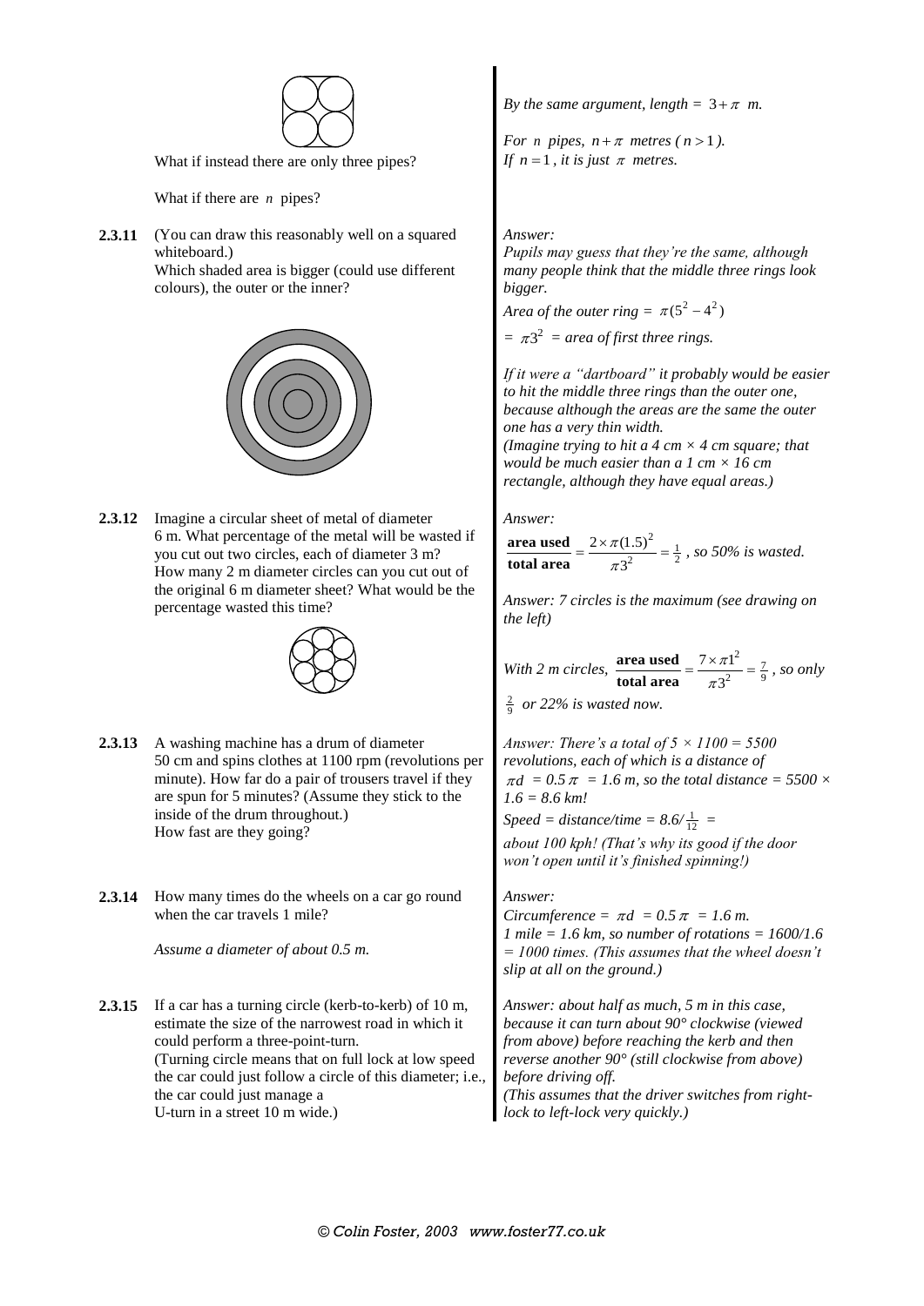What if instead there are only three pipes?

What if there are $n$ pipes?

*By the same argument, length = $3+\pi$ m.*

*For $n$ pipes, $n+\pi$ metres ($n>1$).*
*If $n=1$, it is just $\pi$ metres.*

**2.3.11** (You can draw this reasonably well on a squared whiteboard.)
Which shaded area is bigger (could use different colours), the outer or the inner?

*Answer:*
*Pupils may guess that they're the same, although many people think that the middle three rings look bigger.*
*Area of the outer ring = $\pi(5^2-4^2)$*
*= $\pi 3^2$ = area of first three rings.*

*If it were a "dartboard" it probably would be easier to hit the middle three rings than the outer one, because although the areas are the same the outer one has a very thin width.*
*(Imagine trying to hit a 4 cm × 4 cm square; that would be much easier than a 1 cm × 16 cm rectangle, although they have equal areas.)*

**2.3.12** Imagine a circular sheet of metal of diameter 6 m. What percentage of the metal will be wasted if you cut out two circles, each of diameter 3 m?
How many 2 m diameter circles can you cut out of the original 6 m diameter sheet? What would be the percentage wasted this time?

*Answer:*
$\dfrac{\textbf{area used}}{\textbf{total area}} = \dfrac{2\times\pi(1.5)^2}{\pi 3^2} = \frac{1}{2}$*, so 50% is wasted.*

*Answer: 7 circles is the maximum (see drawing on the left)*

*With 2 m circles,* $\dfrac{\textbf{area used}}{\textbf{total area}} = \dfrac{7\times\pi 1^2}{\pi 3^2} = \frac{7}{9}$*, so only $\frac{2}{9}$ or 22% is wasted now.*

**2.3.13** A washing machine has a drum of diameter 50 cm and spins clothes at 1100 rpm (revolutions per minute). How far do a pair of trousers travel if they are spun for 5 minutes? (Assume they stick to the inside of the drum throughout.)
How fast are they going?

*Answer: There's a total of 5 × 1100 = 5500 revolutions, each of which is a distance of $\pi d$ = 0.5$\pi$ = 1.6 m, so the total distance = 5500 × 1.6 = 8.6 km!*
*Speed = distance/time = 8.6/$\frac{1}{12}$ = about 100 kph! (That's why its good if the door won't open until it's finished spinning!)*

**2.3.14** How many times do the wheels on a car go round when the car travels 1 mile?

*Assume a diameter of about 0.5 m.*

*Answer:*
*Circumference = $\pi d$ = 0.5$\pi$ = 1.6 m.*
*1 mile = 1.6 km, so number of rotations = 1600/1.6 = 1000 times. (This assumes that the wheel doesn't slip at all on the ground.)*

**2.3.15** If a car has a turning circle (kerb-to-kerb) of 10 m, estimate the size of the narrowest road in which it could perform a three-point-turn.
(Turning circle means that on full lock at low speed the car could just follow a circle of this diameter; i.e., the car could just manage a U-turn in a street 10 m wide.)

*Answer: about half as much, 5 m in this case, because it can turn about 90° clockwise (viewed from above) before reaching the kerb and then reverse another 90° (still clockwise from above) before driving off.*
*(This assumes that the driver switches from right-lock to left-lock very quickly.)*

© Colin Foster, 2003 www.foster77.co.uk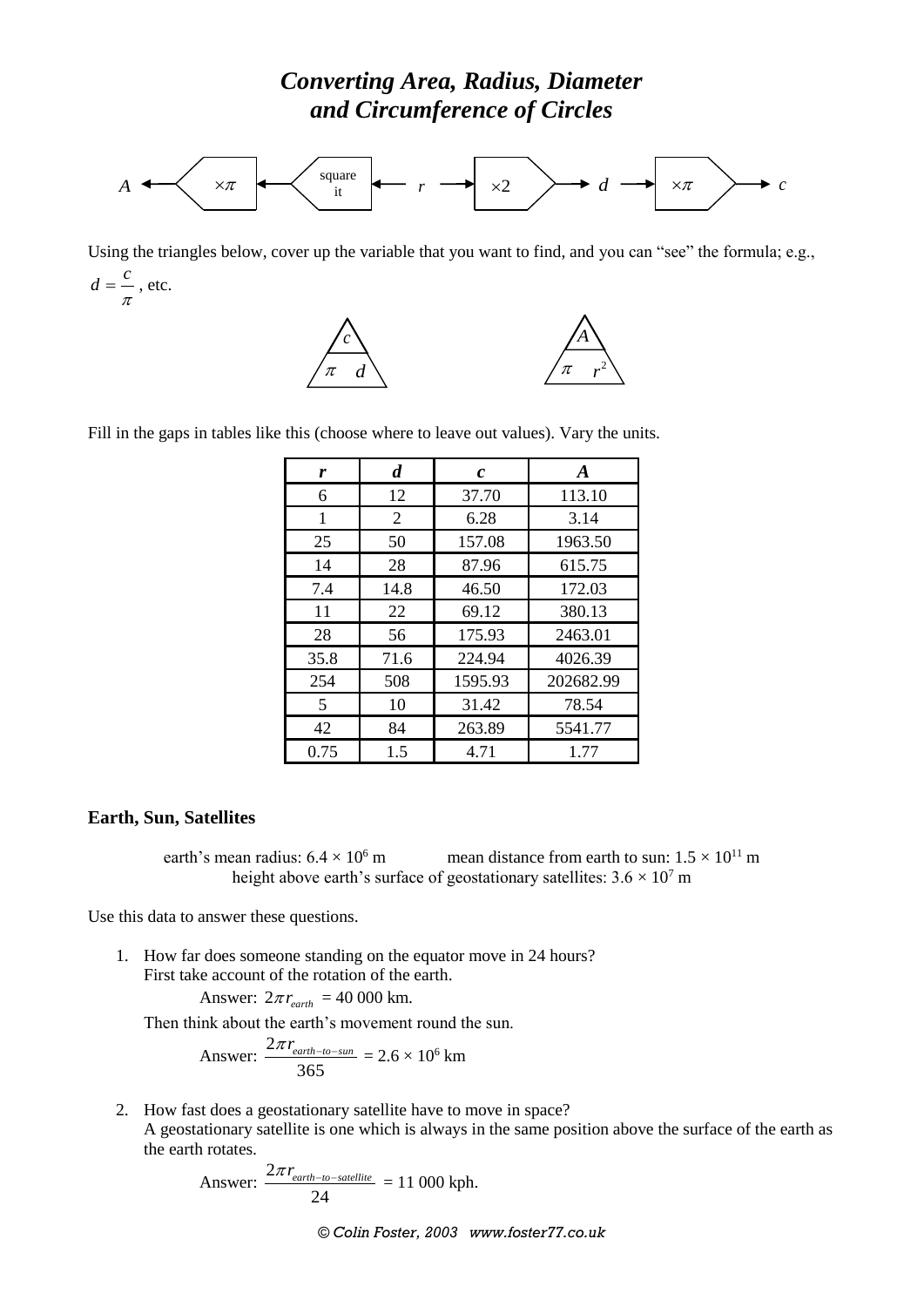# *Converting Area, Radius, Diameter and Circumference of Circles*

$A$ ← $\times\pi$ ← square it ← $r$ → $\times 2$ → $d$ → $\times\pi$ → $c$

Using the triangles below, cover up the variable that you want to find, and you can "see" the formula; e.g., $d = \dfrac{c}{\pi}$, etc.

$c$ over $\pi \; d$ &nbsp;&nbsp;&nbsp;&nbsp;&nbsp;&nbsp; $A$ over $\pi \; r^2$

Fill in the gaps in tables like this (choose where to leave out values). Vary the units.

| ***r*** | ***d*** | ***c*** | ***A*** |
|---|---|---|---|
| 6 | 12 | 37.70 | 113.10 |
| 1 | 2 | 6.28 | 3.14 |
| 25 | 50 | 157.08 | 1963.50 |
| 14 | 28 | 87.96 | 615.75 |
| 7.4 | 14.8 | 46.50 | 172.03 |
| 11 | 22 | 69.12 | 380.13 |
| 28 | 56 | 175.93 | 2463.01 |
| 35.8 | 71.6 | 224.94 | 4026.39 |
| 254 | 508 | 1595.93 | 202682.99 |
| 5 | 10 | 31.42 | 78.54 |
| 42 | 84 | 263.89 | 5541.77 |
| 0.75 | 1.5 | 4.71 | 1.77 |

### Earth, Sun, Satellites

earth's mean radius: $6.4 \times 10^6$ m &nbsp;&nbsp;&nbsp;&nbsp; mean distance from earth to sun: $1.5 \times 10^{11}$ m

height above earth's surface of geostationary satellites: $3.6 \times 10^7$ m

Use this data to answer these questions.

1. How far does someone standing on the equator move in 24 hours?
   First take account of the rotation of the earth.

   Answer: $2\pi r_{earth}$ = 40 000 km.

   Then think about the earth's movement round the sun.

   Answer: $\dfrac{2\pi r_{earth-to-sun}}{365}$ = $2.6 \times 10^6$ km

2. How fast does a geostationary satellite have to move in space?
   A geostationary satellite is one which is always in the same position above the surface of the earth as the earth rotates.

   Answer: $\dfrac{2\pi r_{earth-to-satellite}}{24}$ = 11 000 kph.

*© Colin Foster, 2003 www.foster77.co.uk*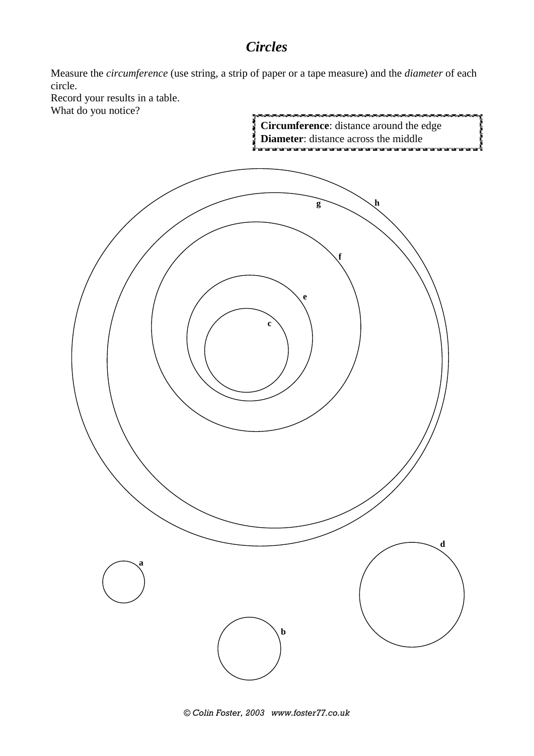# *Circles*

Measure the *circumference* (use string, a strip of paper or a tape measure) and the *diameter* of each circle.
Record your results in a table.
What do you notice?

> **Circumference**: distance around the edge
> **Diameter**: distance across the middle

g h

f

e

c

d

a

b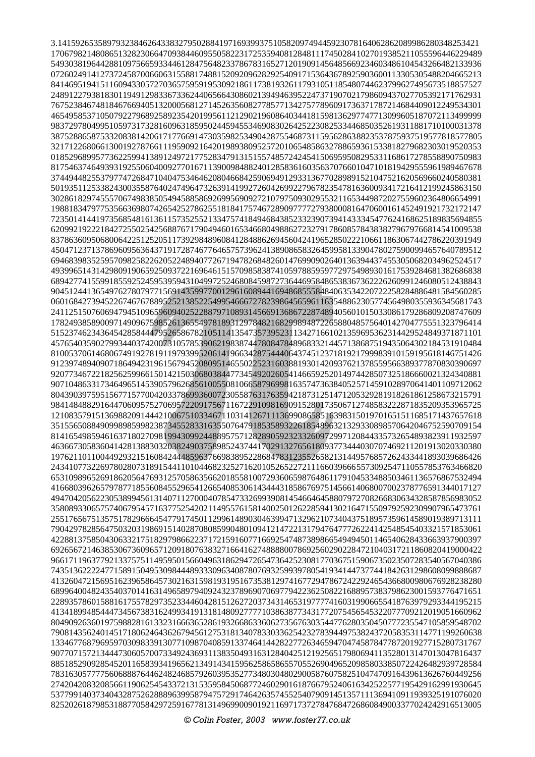3.14159265358979323846264338327950288419716939937510582097494459230781640628620899862803482534211706798214808651328230664709384460955058223172535940812848111745028410270193852110555964462294895493038196442881097566593344612847564823378678316527120190914564856692346034861045432664821339360726024914127372458700660631558817488152092096282925409171536436789259036001133053054882046652138414695194151160943305727036575959195309218611738193261179310511854807446237996274956735188575272489122793818301194912983367336244065664308602139494639522473719070217986094370277053921717629317675238467481846766940513200056812714526356082778577134275778960917363717872146844090122495343014654958537105079227968925892354201995611212902196086403441815981362977477130996051870721134999999837297804995105973173281609631859502445945534690830264252230825334468503526193118817101000313783875288658753320838142061717766914730359825349042875546873115956286388235378759375195778185778053217122680661300192787661119590921642019893809525720106548586327886593615338182796823030195203530185296899577362259941389124972177528347913151557485724245415069595082953311686172785588907509838175463746493931925506040092770167113900984882401285836160356370766010471018194295559619894676783744944825537977472684710404753464620804668425906949129331367702898915210475216205696602405803815019351125338243003558764024749647326391419927260426992279678235478163600934172164121992458631503028618297455570674983850549458858692699569092721079750930295532116534498720275596023648066549911988183479775356636980742654252786255181841757467289097777279380008164706001614524919217321721477235014144197356854816136115735255213347574184946843852332390739414333454776241686251898356948556209921922218427255025425688767179049460165346680498862723279178608578438382796797668145410095388378636095068006422512520511739298489608412848862694560424196528502221066118630674427862203919494504712371378696095636437191728746776465757396241389086583264599581339047802759009946576407895126946839835259570982582262052248940772671947826848260147699090264013639443745530506820349625245174939965143142980919065925093722169646151570985838741059788595977297549893016175392846813826868386894277415599185592524595395943104997252468084598727364469584865383673622262609912460805124388439045124413654976278079771569143599770012961608944169486855584840635342207222582848864815845602850601684273945226746767889525213852254995466672782398645659611635488623057745649803559363456817432411251507606947945109659609402522887971089314566913686722874894056010150330861792868092087476091782493858900971490967598526136554978189312978482168299894872265880485756401427047755513237964145152374623436454285844479526586782105114135473573952311342716610213596953623144295248493718711014576540359027993440374200731057853906219838744780847848968332144571386875194350643021845319104848100537061468067491927819119793995206141966342875444064374512371819217999839101591956181467514269123974894090718649423196156794520809514655022523160388193014209376213785595663893778708303906979207734672218256259966150142150306803844773454920260541466592520149744285073251866600213243408819071048633173464965145390579626856100550810665879699816357473638405257145910289706414011097120628043903975951567715770042033786993600723055876317635942187312514712053292819182618612586732157919841484882916447060957527069572209175671167229109816909152801735067127485832228718352093539657251210835791513698820914442100675103346711031412671113699086585163983150197016515116851714376576183515565088490998985998238734552833163550764791853589322618548963213293308985706420467525907091548141654985946163718027098199430992448895757128289059232332609729971208443357326548938239119325974636673058360414281388303203824903758985243744170291327656180937734440307074692112019130203303801976211011004492932151608424448596376698389522868478312355265821314495768572624334418930396864262434107732269780280731891544110104468232527162010526522721116603966655730925471105578537634668206531098965269186205647693125705863566201855810072936065987648611791045334885034611365768675324944166803962657978771855608455296541266540853061434443185867697514566140680070023787765913440171274947042056223053899456131407112700040785473326993908145466464588079727082668306343285878569830523580893306575740679545716377525420211495576158140025012622859413021647155097925923099079654737612551765675135751782966645477917450112996148903046399471329621073404375189573596145890193897131117904297828564750320319869151402870808599048010941214722131794764777262241425485454033215718530614228813758504306332175182979866223717215916077166925474873898665494945011465406284336639379003976926567214638530673609657120918076383271664162748888007869256029022847210403172118608204190004229661711963779213375751149595015660496318629472654736425230817703675159067350235072835405670403867435136222247715891504953098444893330963408780769325993978054193414473774418426312986080998886874132604721569516239658645730216315981931951673538129741677294786724229246543668009806769282382806899640048243540370141631496589794092432378969070697794223625082216889573837986230015937764716512289357860158816175578297352334460428151262720373431465319777741603199066554187639792933441952154134189948544473456738316249934191318148092777710386387734317720754565453220777092120190516609628049092636019759882816133231666365286193266863360627356763035447762803504507772355471058595487027908143562401451718062464362679456127531813407833033625423278394497538243720583531147711992606381334677687969597030983391307710987040859133746414428227726346594704745878477872019277152807317679077071572134447306057007334924369311383504931631284042512192565179806941135280131470130478164378851852909285452011658393419656213491434159562586586557055269049652098580338507224264829397285847831630577775606888764462482468579260395352773480304802900587607582510474709164396136267604492562742042083208566119062545433721315359584506877246029016187667952406163425225771954291629919306455377991403734043287526288896399587947572917464263574552540790914513571113694109119393251910760208252026187985318877058429725916778131496990090192116971737278476847268608490033770242429165130051

*© Colin Foster, 2003   www.foster77.co.uk*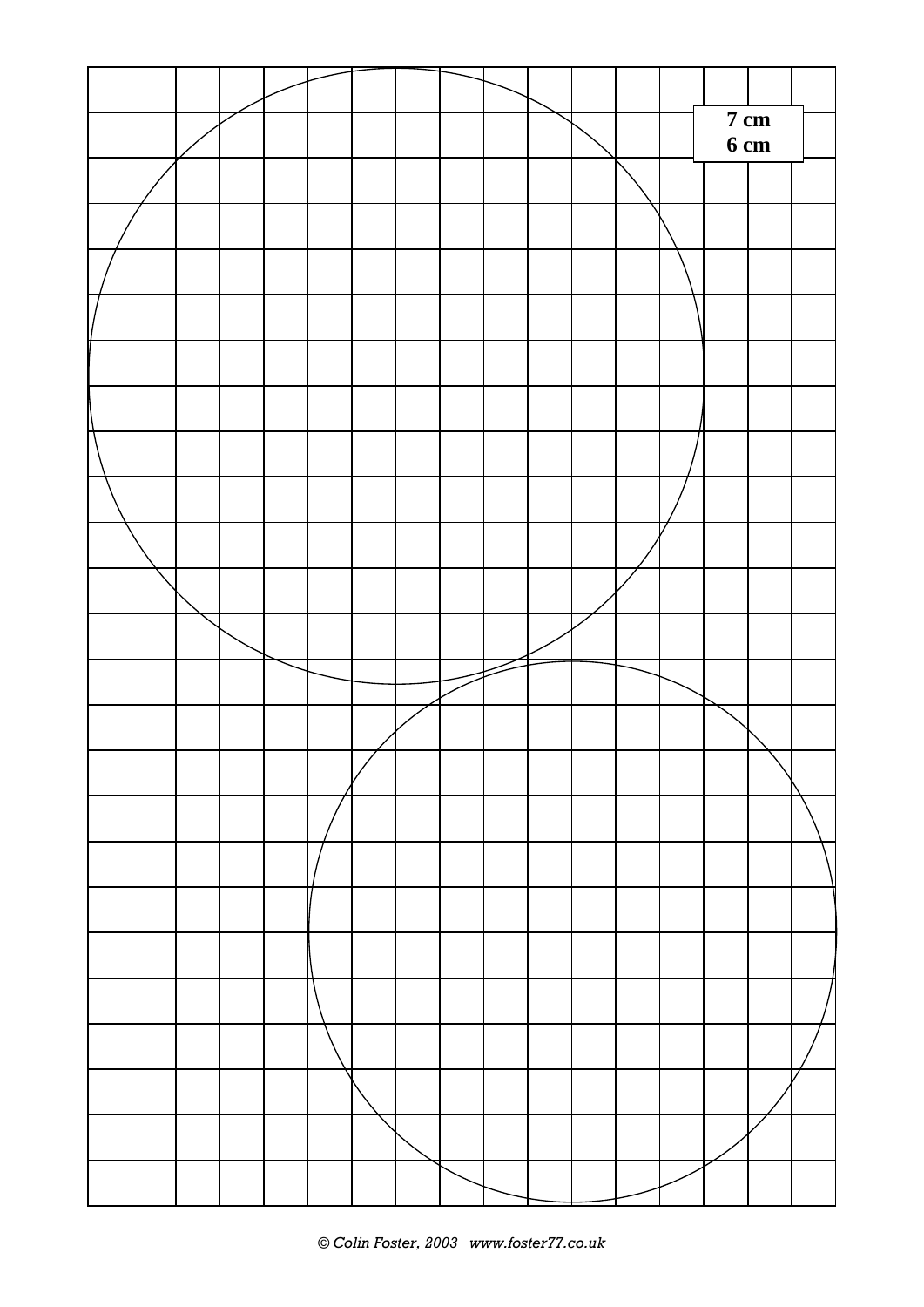**7 cm**
**6 cm**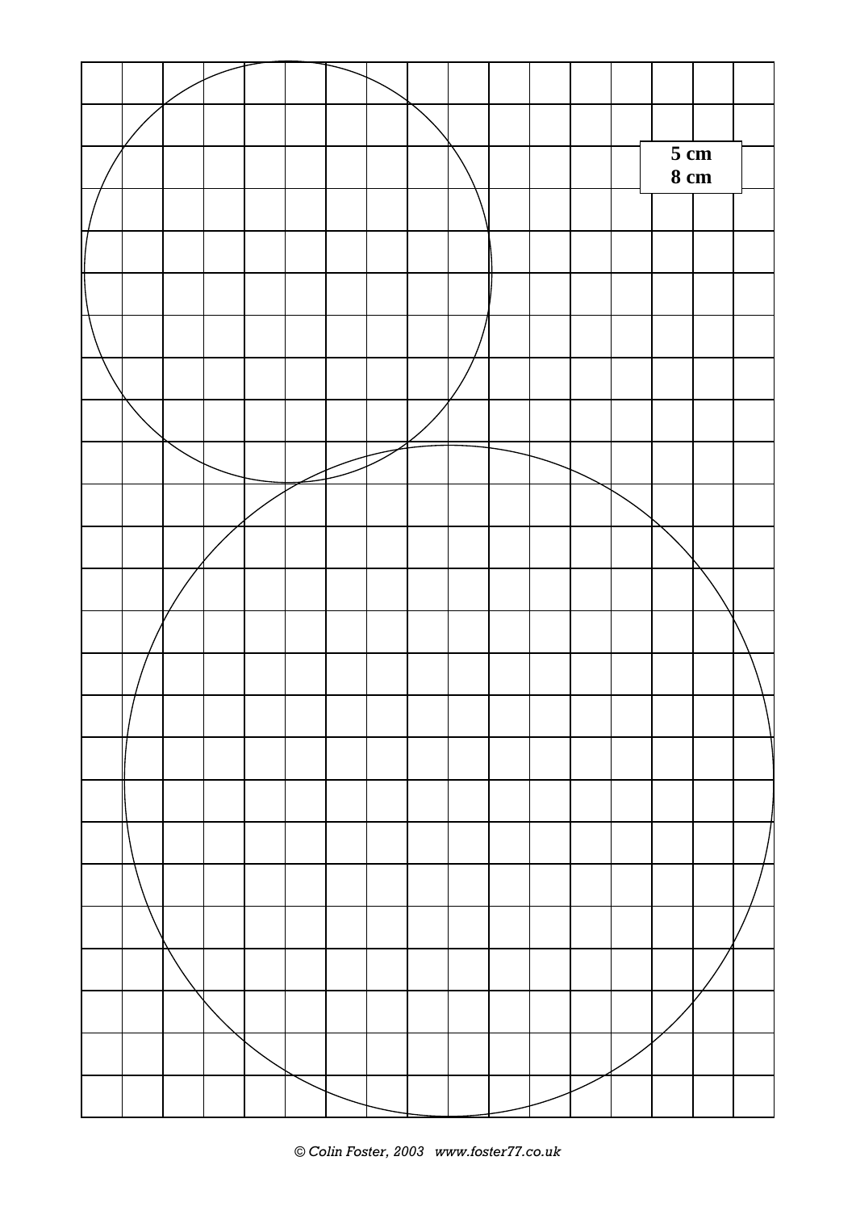5 cm
8 cm